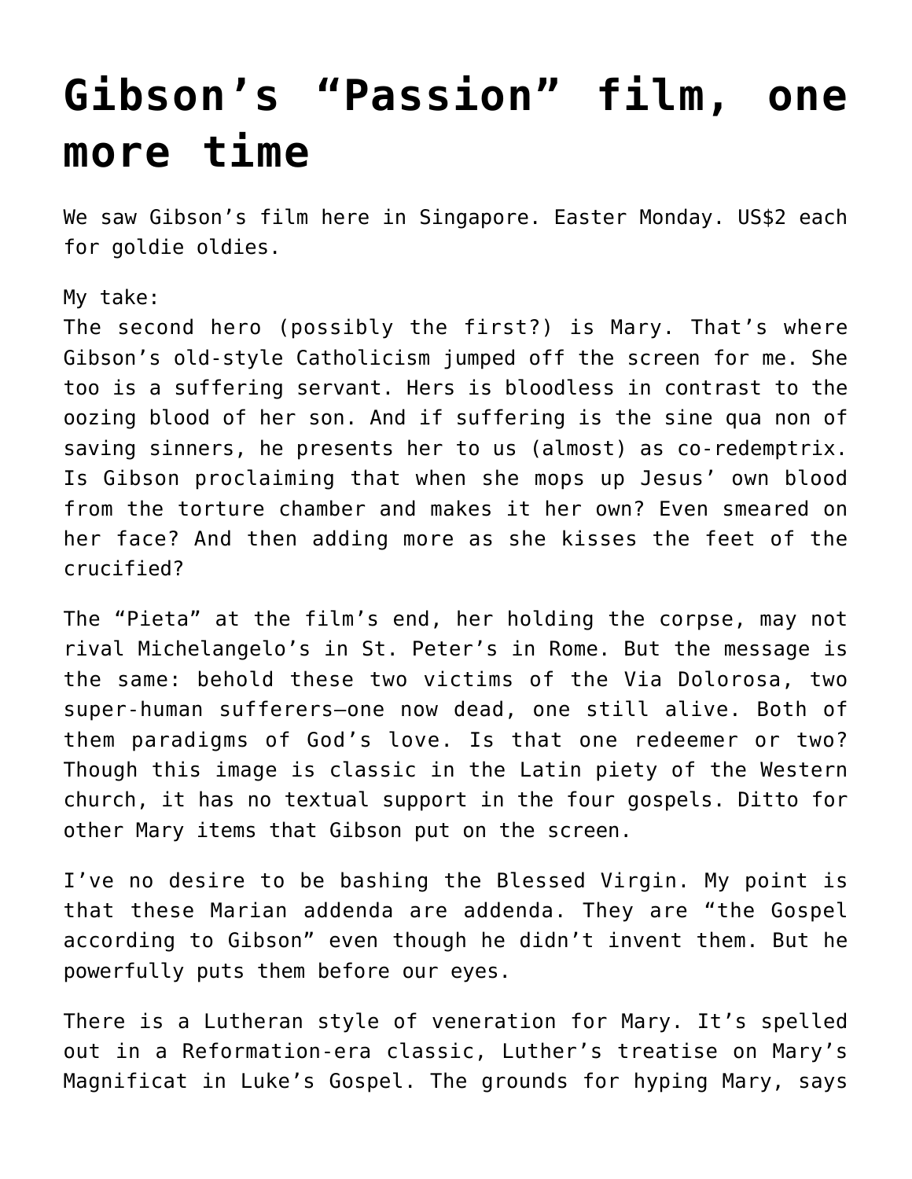# Gibson's "Passion" film, one more time

We saw Gibson's film here in Singapore. Easter Monday. US$2 each for goldie oldies.

My take:
The second hero (possibly the first?) is Mary. That's where Gibson's old-style Catholicism jumped off the screen for me. She too is a suffering servant. Hers is bloodless in contrast to the oozing blood of her son. And if suffering is the sine qua non of saving sinners, he presents her to us (almost) as co-redemptrix. Is Gibson proclaiming that when she mops up Jesus' own blood from the torture chamber and makes it her own? Even smeared on her face? And then adding more as she kisses the feet of the crucified?

The "Pieta" at the film's end, her holding the corpse, may not rival Michelangelo's in St. Peter's in Rome. But the message is the same: behold these two victims of the Via Dolorosa, two super-human sufferers—one now dead, one still alive. Both of them paradigms of God's love. Is that one redeemer or two? Though this image is classic in the Latin piety of the Western church, it has no textual support in the four gospels. Ditto for other Mary items that Gibson put on the screen.

I've no desire to be bashing the Blessed Virgin. My point is that these Marian addenda are addenda. They are "the Gospel according to Gibson" even though he didn't invent them. But he powerfully puts them before our eyes.

There is a Lutheran style of veneration for Mary. It's spelled out in a Reformation-era classic, Luther's treatise on Mary's Magnificat in Luke's Gospel. The grounds for hyping Mary, says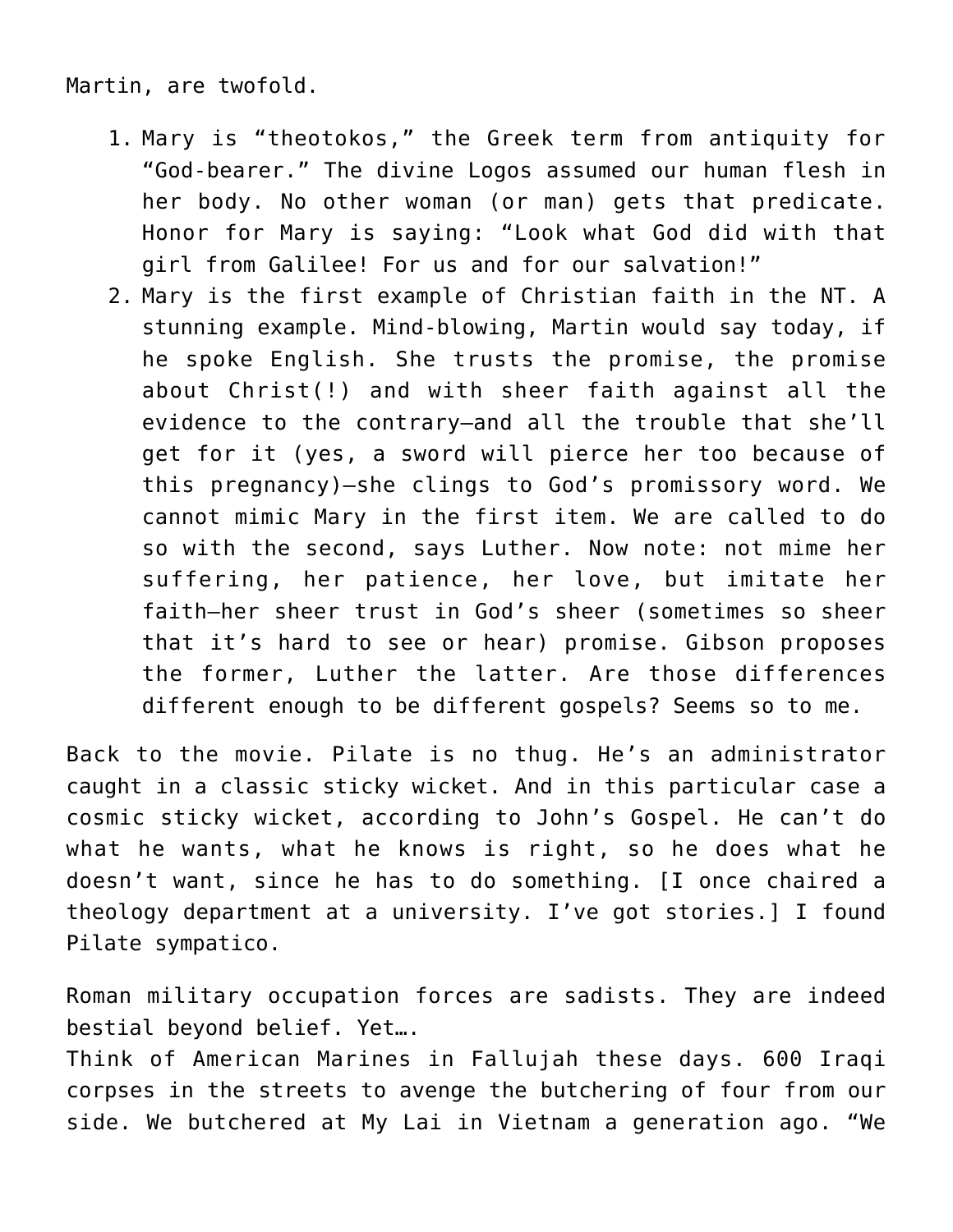Martin, are twofold.

1. Mary is “theotokos,” the Greek term from antiquity for “God-bearer.” The divine Logos assumed our human flesh in her body. No other woman (or man) gets that predicate. Honor for Mary is saying: “Look what God did with that girl from Galilee! For us and for our salvation!”
2. Mary is the first example of Christian faith in the NT. A stunning example. Mind-blowing, Martin would say today, if he spoke English. She trusts the promise, the promise about Christ(!) and with sheer faith against all the evidence to the contrary—and all the trouble that she’ll get for it (yes, a sword will pierce her too because of this pregnancy)—she clings to God’s promissory word. We cannot mimic Mary in the first item. We are called to do so with the second, says Luther. Now note: not mime her suffering, her patience, her love, but imitate her faith—her sheer trust in God’s sheer (sometimes so sheer that it’s hard to see or hear) promise. Gibson proposes the former, Luther the latter. Are those differences different enough to be different gospels? Seems so to me.

Back to the movie. Pilate is no thug. He’s an administrator caught in a classic sticky wicket. And in this particular case a cosmic sticky wicket, according to John’s Gospel. He can’t do what he wants, what he knows is right, so he does what he doesn’t want, since he has to do something. [I once chaired a theology department at a university. I’ve got stories.] I found Pilate sympatico.

Roman military occupation forces are sadists. They are indeed bestial beyond belief. Yet….
Think of American Marines in Fallujah these days. 600 Iraqi corpses in the streets to avenge the butchering of four from our side. We butchered at My Lai in Vietnam a generation ago. “We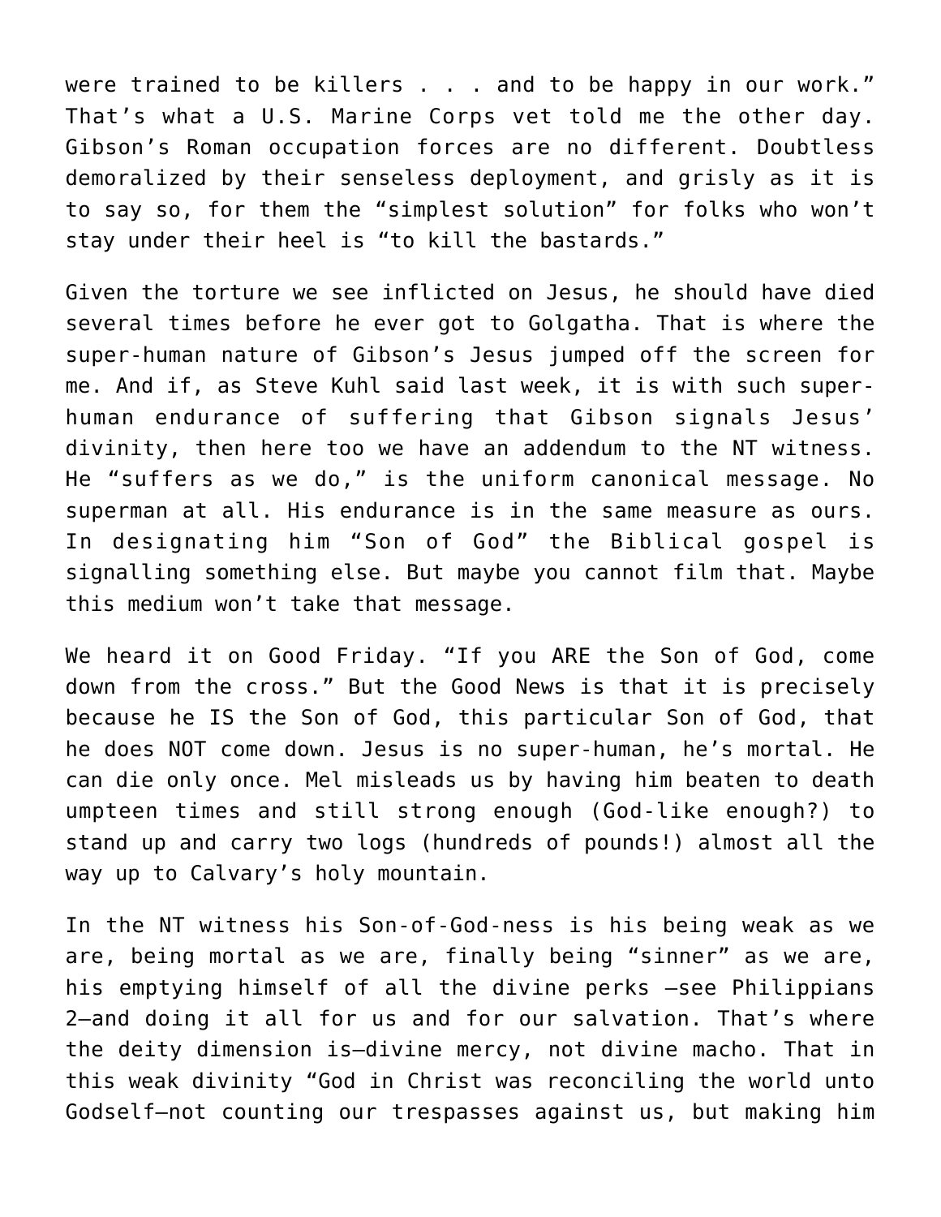were trained to be killers . . . and to be happy in our work." That's what a U.S. Marine Corps vet told me the other day. Gibson's Roman occupation forces are no different. Doubtless demoralized by their senseless deployment, and grisly as it is to say so, for them the "simplest solution" for folks who won't stay under their heel is "to kill the bastards."

Given the torture we see inflicted on Jesus, he should have died several times before he ever got to Golgatha. That is where the super-human nature of Gibson's Jesus jumped off the screen for me. And if, as Steve Kuhl said last week, it is with such super-human endurance of suffering that Gibson signals Jesus' divinity, then here too we have an addendum to the NT witness. He "suffers as we do," is the uniform canonical message. No superman at all. His endurance is in the same measure as ours. In designating him "Son of God" the Biblical gospel is signalling something else. But maybe you cannot film that. Maybe this medium won't take that message.

We heard it on Good Friday. "If you ARE the Son of God, come down from the cross." But the Good News is that it is precisely because he IS the Son of God, this particular Son of God, that he does NOT come down. Jesus is no super-human, he's mortal. He can die only once. Mel misleads us by having him beaten to death umpteen times and still strong enough (God-like enough?) to stand up and carry two logs (hundreds of pounds!) almost all the way up to Calvary's holy mountain.

In the NT witness his Son-of-God-ness is his being weak as we are, being mortal as we are, finally being "sinner" as we are, his emptying himself of all the divine perks –see Philippians 2–and doing it all for us and for our salvation. That's where the deity dimension is–divine mercy, not divine macho. That in this weak divinity "God in Christ was reconciling the world unto Godself–not counting our trespasses against us, but making him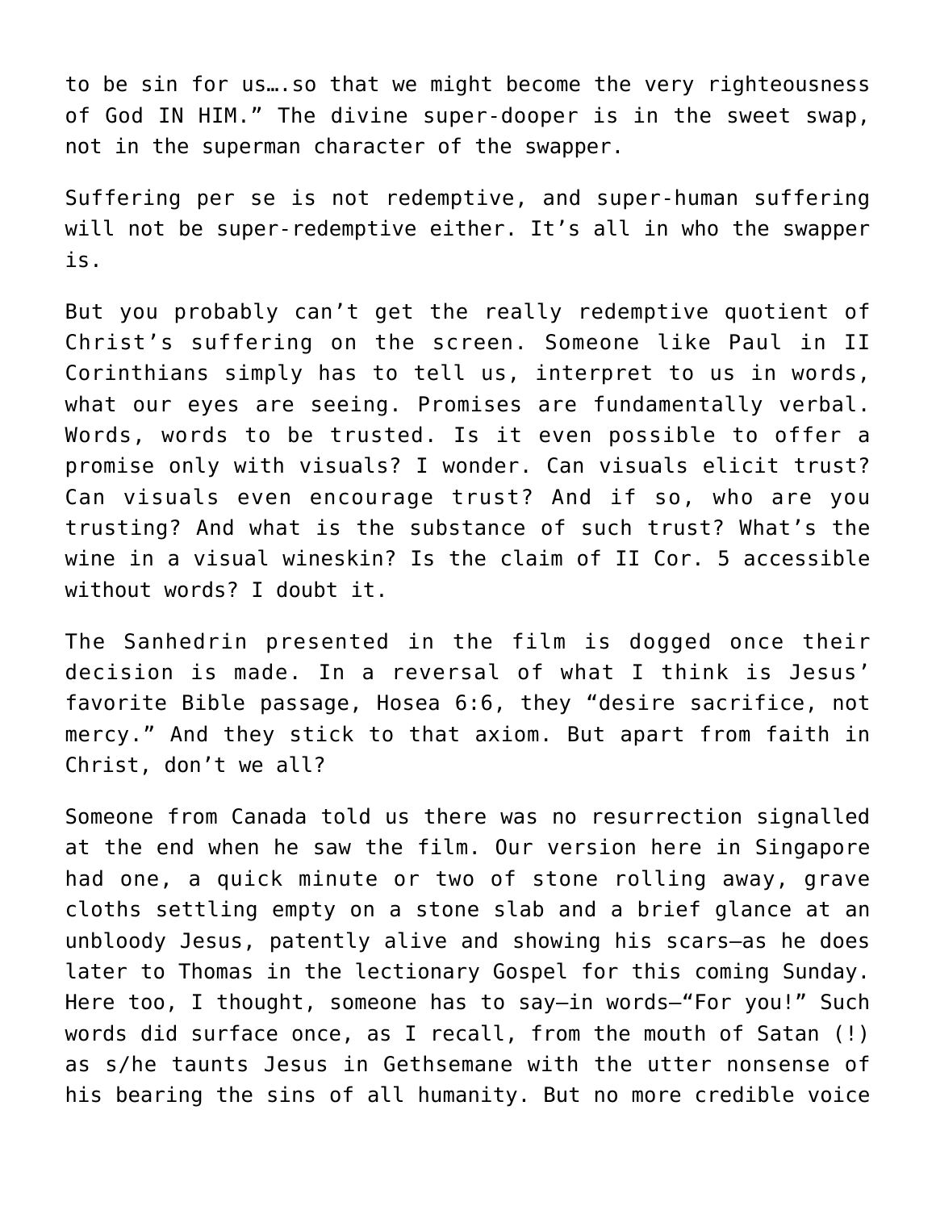to be sin for us….so that we might become the very righteousness of God IN HIM." The divine super-dooper is in the sweet swap, not in the superman character of the swapper.

Suffering per se is not redemptive, and super-human suffering will not be super-redemptive either. It's all in who the swapper is.

But you probably can't get the really redemptive quotient of Christ's suffering on the screen. Someone like Paul in II Corinthians simply has to tell us, interpret to us in words, what our eyes are seeing. Promises are fundamentally verbal. Words, words to be trusted. Is it even possible to offer a promise only with visuals? I wonder. Can visuals elicit trust? Can visuals even encourage trust? And if so, who are you trusting? And what is the substance of such trust? What's the wine in a visual wineskin? Is the claim of II Cor. 5 accessible without words? I doubt it.

The Sanhedrin presented in the film is dogged once their decision is made. In a reversal of what I think is Jesus' favorite Bible passage, Hosea 6:6, they "desire sacrifice, not mercy." And they stick to that axiom. But apart from faith in Christ, don't we all?

Someone from Canada told us there was no resurrection signalled at the end when he saw the film. Our version here in Singapore had one, a quick minute or two of stone rolling away, grave cloths settling empty on a stone slab and a brief glance at an unbloody Jesus, patently alive and showing his scars—as he does later to Thomas in the lectionary Gospel for this coming Sunday. Here too, I thought, someone has to say—in words—"For you!" Such words did surface once, as I recall, from the mouth of Satan (!) as s/he taunts Jesus in Gethsemane with the utter nonsense of his bearing the sins of all humanity. But no more credible voice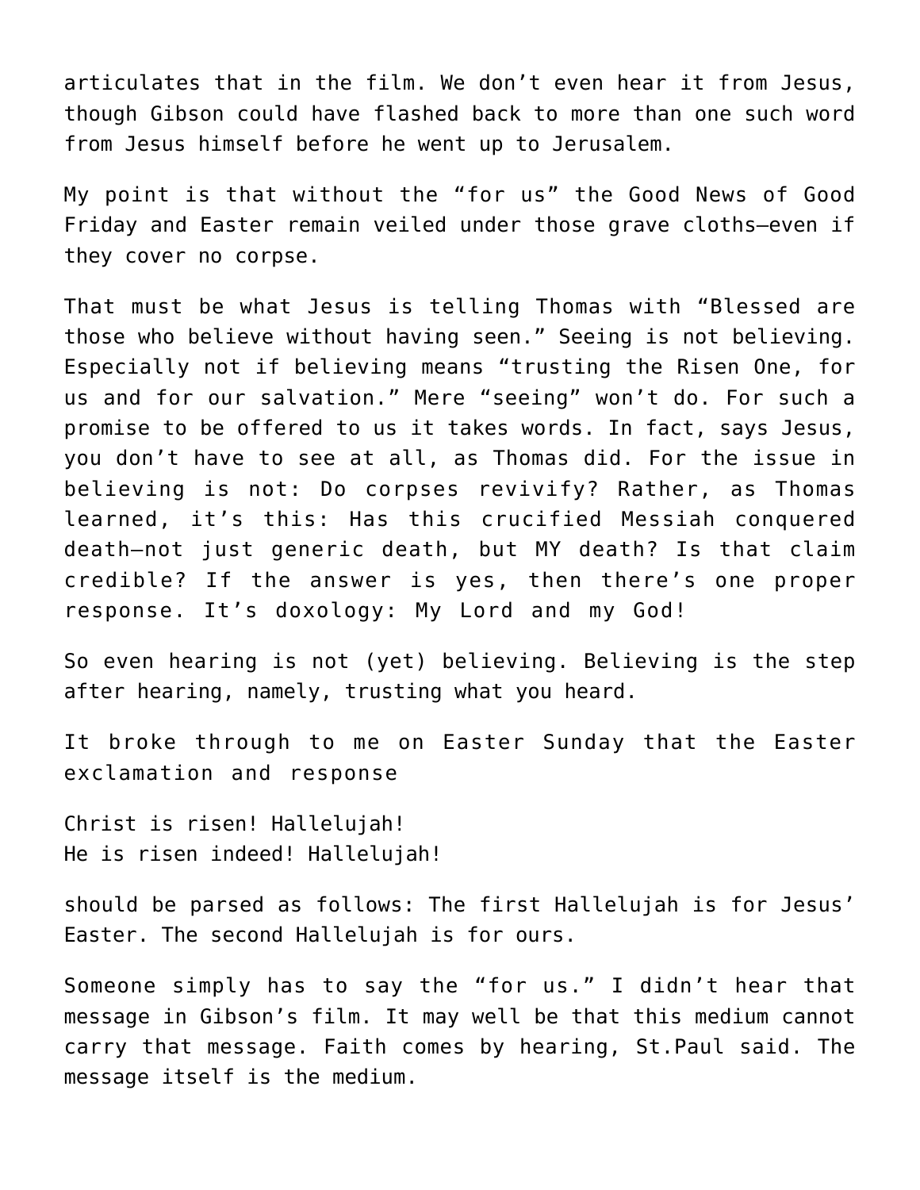articulates that in the film. We don't even hear it from Jesus, though Gibson could have flashed back to more than one such word from Jesus himself before he went up to Jerusalem.

My point is that without the "for us" the Good News of Good Friday and Easter remain veiled under those grave cloths—even if they cover no corpse.

That must be what Jesus is telling Thomas with "Blessed are those who believe without having seen." Seeing is not believing. Especially not if believing means "trusting the Risen One, for us and for our salvation." Mere "seeing" won't do. For such a promise to be offered to us it takes words. In fact, says Jesus, you don't have to see at all, as Thomas did. For the issue in believing is not: Do corpses revivify? Rather, as Thomas learned, it's this: Has this crucified Messiah conquered death—not just generic death, but MY death? Is that claim credible? If the answer is yes, then there's one proper response. It's doxology: My Lord and my God!

So even hearing is not (yet) believing. Believing is the step after hearing, namely, trusting what you heard.

It broke through to me on Easter Sunday that the Easter exclamation and response

Christ is risen! Hallelujah!
He is risen indeed! Hallelujah!

should be parsed as follows: The first Hallelujah is for Jesus' Easter. The second Hallelujah is for ours.

Someone simply has to say the "for us." I didn't hear that message in Gibson's film. It may well be that this medium cannot carry that message. Faith comes by hearing, St.Paul said. The message itself is the medium.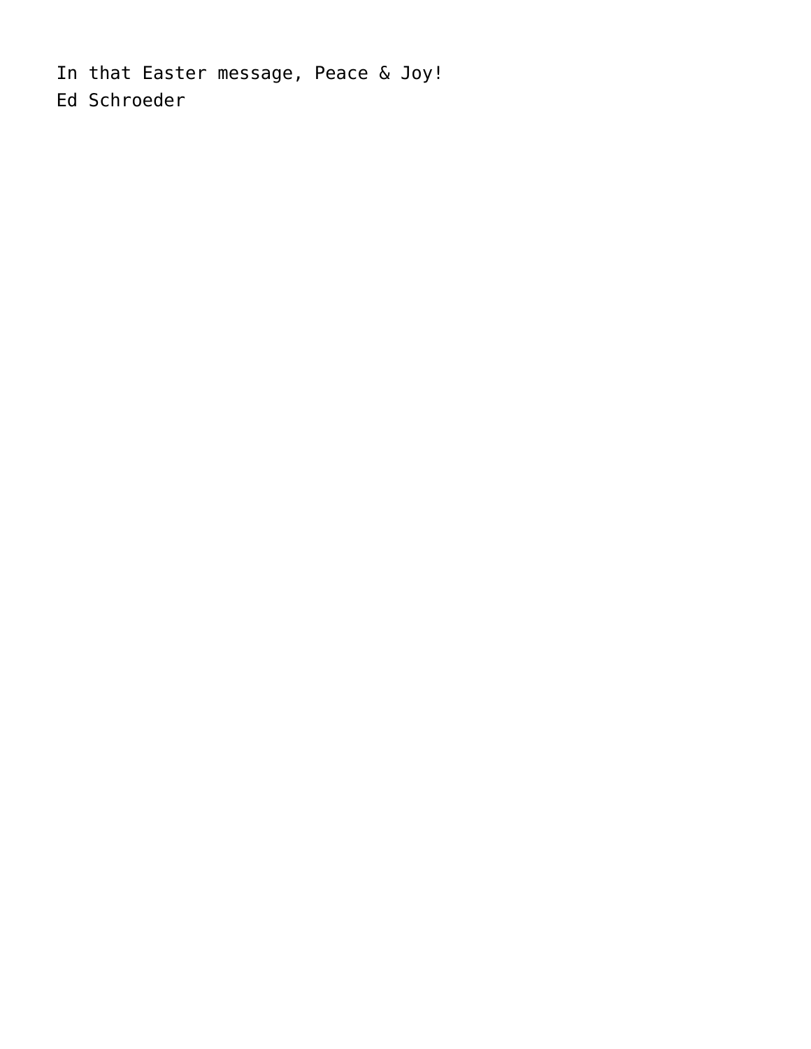In that Easter message, Peace & Joy!
Ed Schroeder